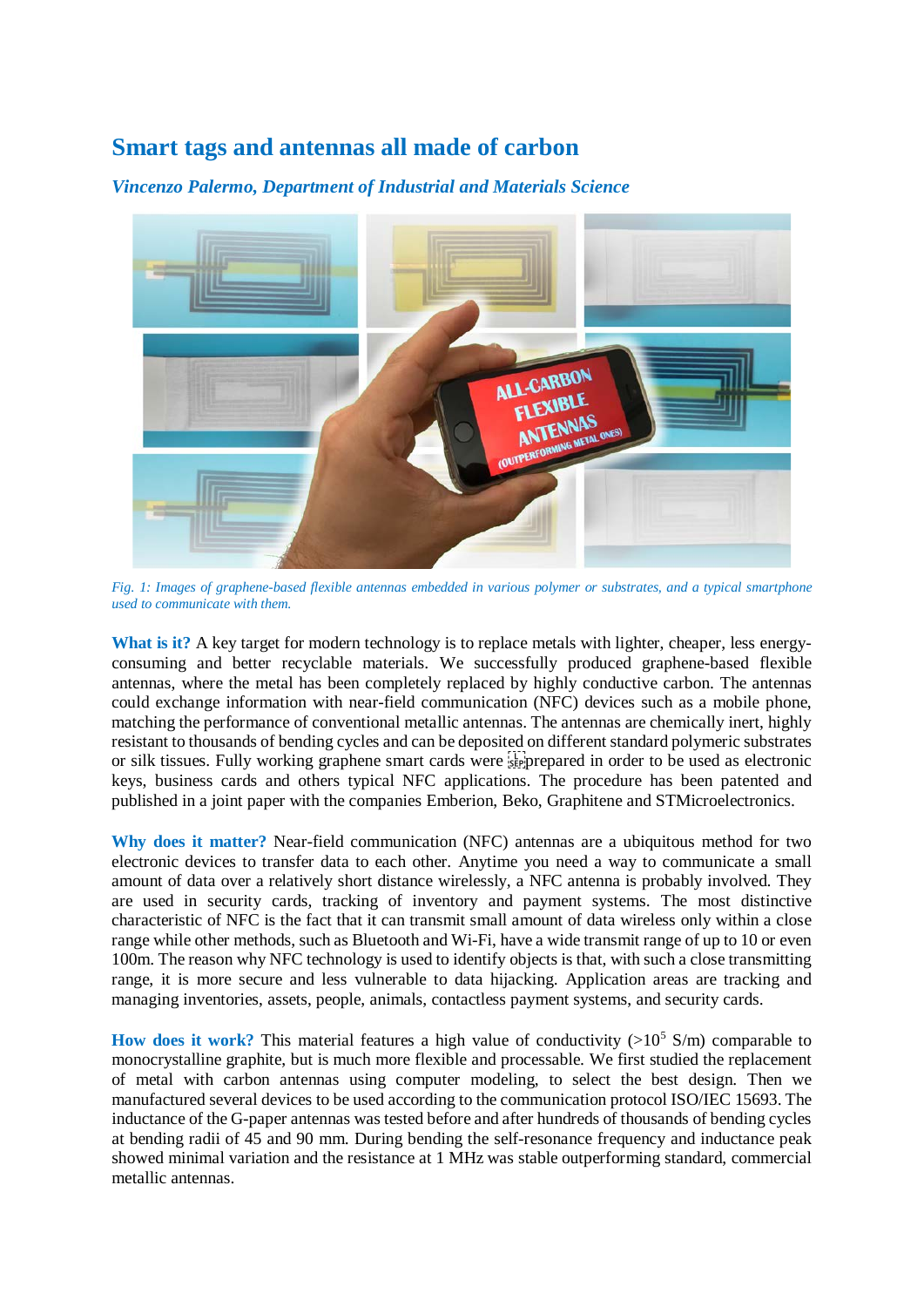# Smart tags and antennas all made of carbon

*Vincenzo Palermo, Department of Industrial and Materials Science*

*Fig. 1: Images of graphene-based flexible antennas embedded in various polymer or substrates, and a typical smartphone used to communicate with them.*

**What is it?** A key target for modern technology is to replace metals with lighter, cheaper, less energy-consuming and better recyclable materials. We successfully produced graphene-based flexible antennas, where the metal has been completely replaced by highly conductive carbon. The antennas could exchange information with near-field communication (NFC) devices such as a mobile phone, matching the performance of conventional metallic antennas. The antennas are chemically inert, highly resistant to thousands of bending cycles and can be deposited on different standard polymeric substrates or silk tissues. Fully working graphene smart cards were prepared in order to be used as electronic keys, business cards and others typical NFC applications. The procedure has been patented and published in a joint paper with the companies Emberion, Beko, Graphitene and STMicroelectronics.

**Why does it matter?** Near-field communication (NFC) antennas are a ubiquitous method for two electronic devices to transfer data to each other. Anytime you need a way to communicate a small amount of data over a relatively short distance wirelessly, a NFC antenna is probably involved. They are used in security cards, tracking of inventory and payment systems. The most distinctive characteristic of NFC is the fact that it can transmit small amount of data wireless only within a close range while other methods, such as Bluetooth and Wi-Fi, have a wide transmit range of up to 10 or even 100m. The reason why NFC technology is used to identify objects is that, with such a close transmitting range, it is more secure and less vulnerable to data hijacking. Application areas are tracking and managing inventories, assets, people, animals, contactless payment systems, and security cards.

**How does it work?** This material features a high value of conductivity ($>10^5$ S/m) comparable to monocrystalline graphite, but is much more flexible and processable. We first studied the replacement of metal with carbon antennas using computer modeling, to select the best design. Then we manufactured several devices to be used according to the communication protocol ISO/IEC 15693. The inductance of the G-paper antennas was tested before and after hundreds of thousands of bending cycles at bending radii of 45 and 90 mm. During bending the self-resonance frequency and inductance peak showed minimal variation and the resistance at 1 MHz was stable outperforming standard, commercial metallic antennas.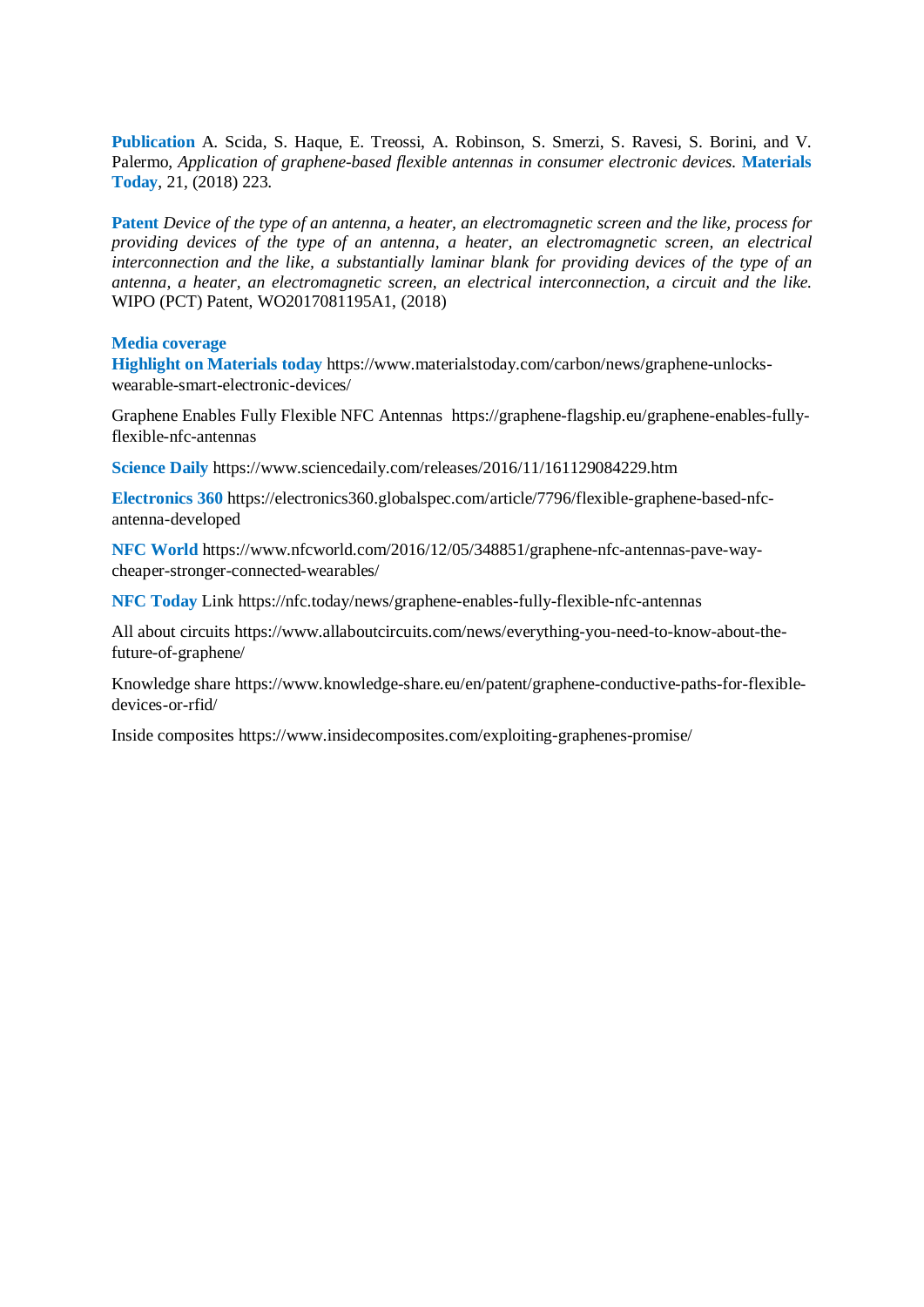**Publication** A. Scida, S. Haque, E. Treossi, A. Robinson, S. Smerzi, S. Ravesi, S. Borini, and V. Palermo, *Application of graphene-based flexible antennas in consumer electronic devices.* **Materials Today**, 21, (2018) 223.

**Patent** *Device of the type of an antenna, a heater, an electromagnetic screen and the like, process for providing devices of the type of an antenna, a heater, an electromagnetic screen, an electrical interconnection and the like, a substantially laminar blank for providing devices of the type of an antenna, a heater, an electromagnetic screen, an electrical interconnection, a circuit and the like.* WIPO (PCT) Patent, WO2017081195A1, (2018)

**Media coverage**

**Highlight on Materials today** https://www.materialstoday.com/carbon/news/graphene-unlocks-wearable-smart-electronic-devices/

Graphene Enables Fully Flexible NFC Antennas https://graphene-flagship.eu/graphene-enables-fully-flexible-nfc-antennas

**Science Daily** https://www.sciencedaily.com/releases/2016/11/161129084229.htm

**Electronics 360** https://electronics360.globalspec.com/article/7796/flexible-graphene-based-nfc-antenna-developed

**NFC World** https://www.nfcworld.com/2016/12/05/348851/graphene-nfc-antennas-pave-way-cheaper-stronger-connected-wearables/

**NFC Today** Link https://nfc.today/news/graphene-enables-fully-flexible-nfc-antennas

All about circuits https://www.allaboutcircuits.com/news/everything-you-need-to-know-about-the-future-of-graphene/

Knowledge share https://www.knowledge-share.eu/en/patent/graphene-conductive-paths-for-flexible-devices-or-rfid/

Inside composites https://www.insidecomposites.com/exploiting-graphenes-promise/